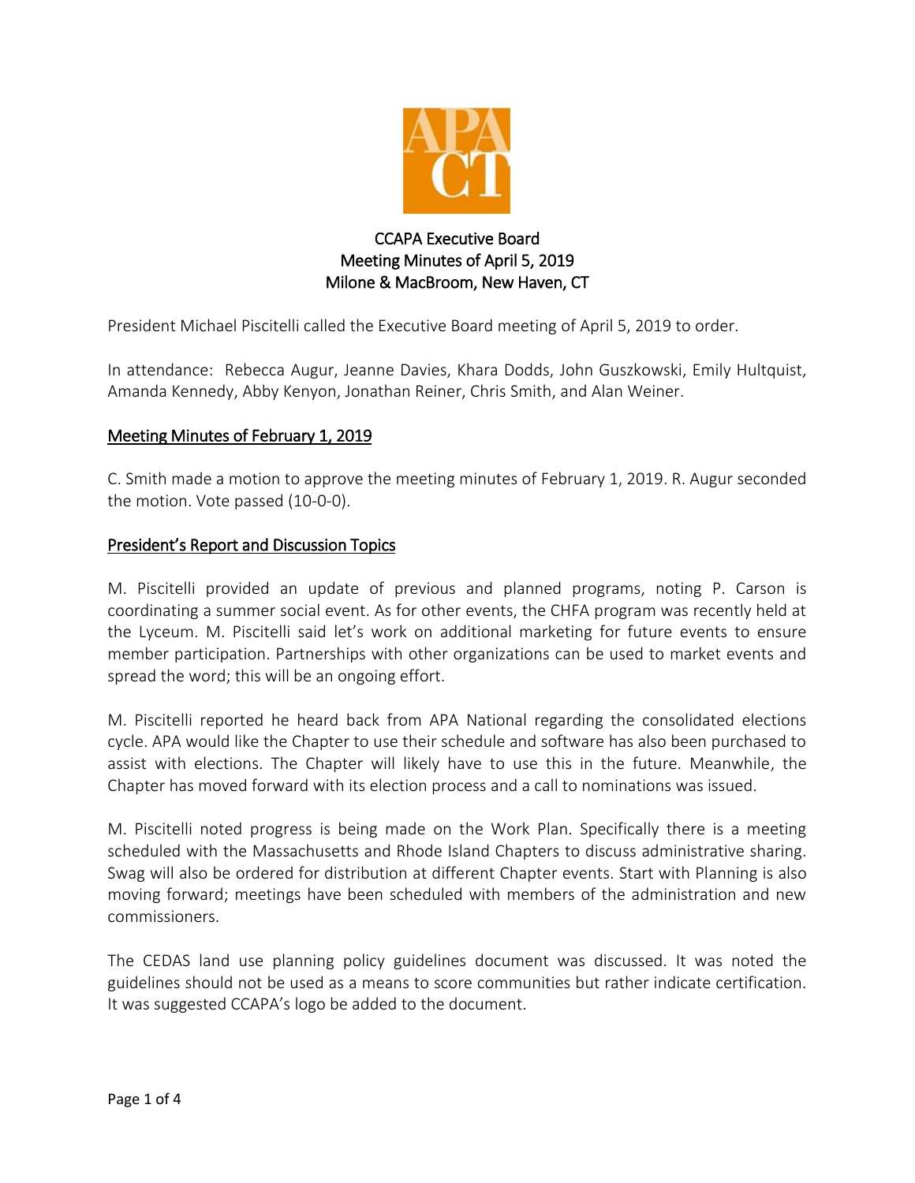# CCAPA Executive Board
## Meeting Minutes of April 5, 2019
### Milone & MacBroom, New Haven, CT

President Michael Piscitelli called the Executive Board meeting of April 5, 2019 to order.

In attendance: Rebecca Augur, Jeanne Davies, Khara Dodds, John Guszkowski, Emily Hultquist, Amanda Kennedy, Abby Kenyon, Jonathan Reiner, Chris Smith, and Alan Weiner.

## Meeting Minutes of February 1, 2019

C. Smith made a motion to approve the meeting minutes of February 1, 2019. R. Augur seconded the motion. Vote passed (10-0-0).

## President's Report and Discussion Topics

M. Piscitelli provided an update of previous and planned programs, noting P. Carson is coordinating a summer social event. As for other events, the CHFA program was recently held at the Lyceum. M. Piscitelli said let's work on additional marketing for future events to ensure member participation. Partnerships with other organizations can be used to market events and spread the word; this will be an ongoing effort.

M. Piscitelli reported he heard back from APA National regarding the consolidated elections cycle. APA would like the Chapter to use their schedule and software has also been purchased to assist with elections. The Chapter will likely have to use this in the future. Meanwhile, the Chapter has moved forward with its election process and a call to nominations was issued.

M. Piscitelli noted progress is being made on the Work Plan. Specifically there is a meeting scheduled with the Massachusetts and Rhode Island Chapters to discuss administrative sharing. Swag will also be ordered for distribution at different Chapter events. Start with Planning is also moving forward; meetings have been scheduled with members of the administration and new commissioners.

The CEDAS land use planning policy guidelines document was discussed. It was noted the guidelines should not be used as a means to score communities but rather indicate certification. It was suggested CCAPA's logo be added to the document.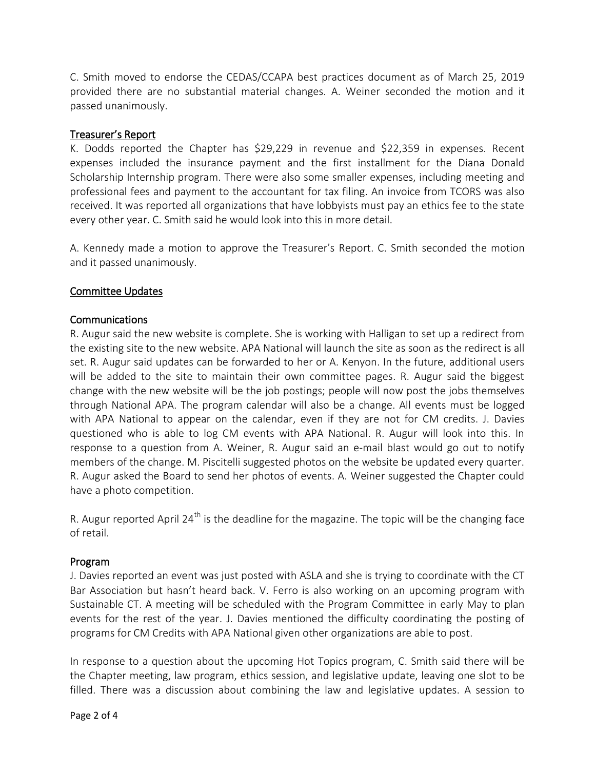C. Smith moved to endorse the CEDAS/CCAPA best practices document as of March 25, 2019 provided there are no substantial material changes. A. Weiner seconded the motion and it passed unanimously.

## Treasurer's Report

K. Dodds reported the Chapter has $29,229 in revenue and $22,359 in expenses. Recent expenses included the insurance payment and the first installment for the Diana Donald Scholarship Internship program. There were also some smaller expenses, including meeting and professional fees and payment to the accountant for tax filing. An invoice from TCORS was also received. It was reported all organizations that have lobbyists must pay an ethics fee to the state every other year. C. Smith said he would look into this in more detail.

A. Kennedy made a motion to approve the Treasurer's Report. C. Smith seconded the motion and it passed unanimously.

## Committee Updates

### Communications

R. Augur said the new website is complete. She is working with Halligan to set up a redirect from the existing site to the new website. APA National will launch the site as soon as the redirect is all set. R. Augur said updates can be forwarded to her or A. Kenyon. In the future, additional users will be added to the site to maintain their own committee pages. R. Augur said the biggest change with the new website will be the job postings; people will now post the jobs themselves through National APA. The program calendar will also be a change. All events must be logged with APA National to appear on the calendar, even if they are not for CM credits. J. Davies questioned who is able to log CM events with APA National. R. Augur will look into this. In response to a question from A. Weiner, R. Augur said an e-mail blast would go out to notify members of the change. M. Piscitelli suggested photos on the website be updated every quarter. R. Augur asked the Board to send her photos of events. A. Weiner suggested the Chapter could have a photo competition.

R. Augur reported April 24th is the deadline for the magazine. The topic will be the changing face of retail.

### Program

J. Davies reported an event was just posted with ASLA and she is trying to coordinate with the CT Bar Association but hasn't heard back. V. Ferro is also working on an upcoming program with Sustainable CT. A meeting will be scheduled with the Program Committee in early May to plan events for the rest of the year. J. Davies mentioned the difficulty coordinating the posting of programs for CM Credits with APA National given other organizations are able to post.

In response to a question about the upcoming Hot Topics program, C. Smith said there will be the Chapter meeting, law program, ethics session, and legislative update, leaving one slot to be filled. There was a discussion about combining the law and legislative updates. A session to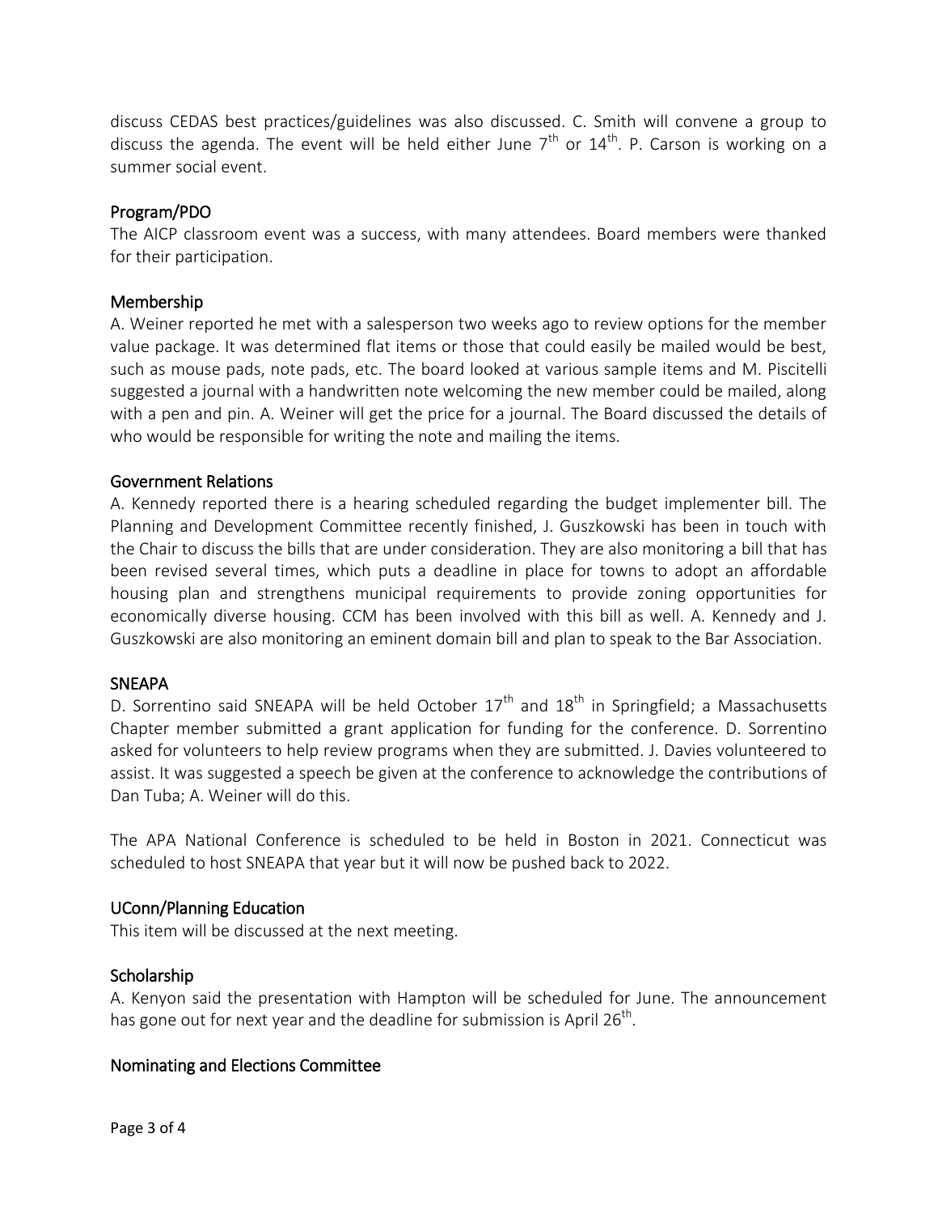discuss CEDAS best practices/guidelines was also discussed. C. Smith will convene a group to discuss the agenda. The event will be held either June 7th or 14th. P. Carson is working on a summer social event.

## Program/PDO

The AICP classroom event was a success, with many attendees. Board members were thanked for their participation.

## Membership

A. Weiner reported he met with a salesperson two weeks ago to review options for the member value package. It was determined flat items or those that could easily be mailed would be best, such as mouse pads, note pads, etc. The board looked at various sample items and M. Piscitelli suggested a journal with a handwritten note welcoming the new member could be mailed, along with a pen and pin. A. Weiner will get the price for a journal. The Board discussed the details of who would be responsible for writing the note and mailing the items.

## Government Relations

A. Kennedy reported there is a hearing scheduled regarding the budget implementer bill. The Planning and Development Committee recently finished, J. Guszkowski has been in touch with the Chair to discuss the bills that are under consideration. They are also monitoring a bill that has been revised several times, which puts a deadline in place for towns to adopt an affordable housing plan and strengthens municipal requirements to provide zoning opportunities for economically diverse housing. CCM has been involved with this bill as well. A. Kennedy and J. Guszkowski are also monitoring an eminent domain bill and plan to speak to the Bar Association.

## SNEAPA

D. Sorrentino said SNEAPA will be held October 17th and 18th in Springfield; a Massachusetts Chapter member submitted a grant application for funding for the conference. D. Sorrentino asked for volunteers to help review programs when they are submitted. J. Davies volunteered to assist. It was suggested a speech be given at the conference to acknowledge the contributions of Dan Tuba; A. Weiner will do this.

The APA National Conference is scheduled to be held in Boston in 2021. Connecticut was scheduled to host SNEAPA that year but it will now be pushed back to 2022.

## UConn/Planning Education

This item will be discussed at the next meeting.

## Scholarship

A. Kenyon said the presentation with Hampton will be scheduled for June. The announcement has gone out for next year and the deadline for submission is April 26th.

## Nominating and Elections Committee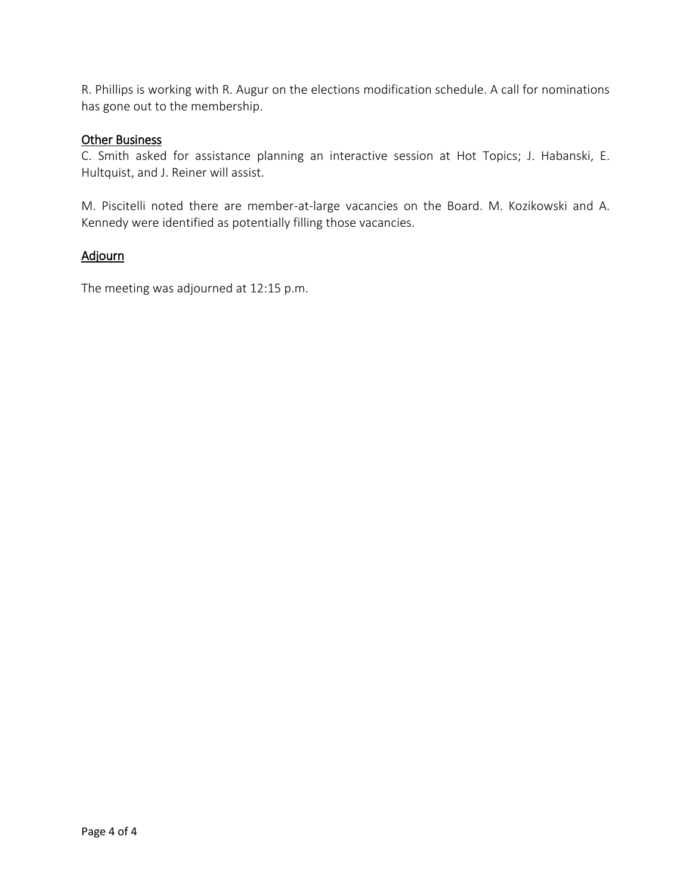R. Phillips is working with R. Augur on the elections modification schedule. A call for nominations has gone out to the membership.

## Other Business

C. Smith asked for assistance planning an interactive session at Hot Topics; J. Habanski, E. Hultquist, and J. Reiner will assist.

M. Piscitelli noted there are member-at-large vacancies on the Board. M. Kozikowski and A. Kennedy were identified as potentially filling those vacancies.

## Adjourn

The meeting was adjourned at 12:15 p.m.